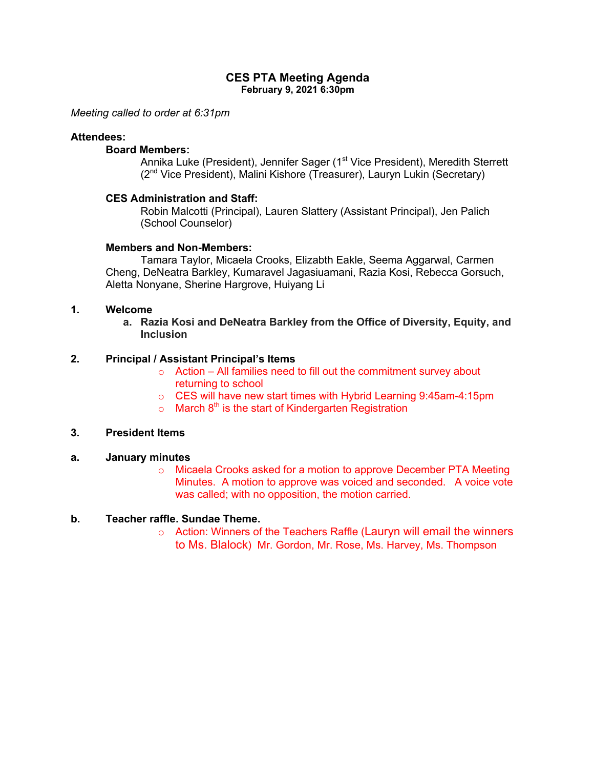# CES PTA Meeting Agenda

**February 9, 2021 6:30pm**

*Meeting called to order at 6:31pm*

**Attendees:**

**Board Members:**

Annika Luke (President), Jennifer Sager (1st Vice President), Meredith Sterrett (2nd Vice President), Malini Kishore (Treasurer), Lauryn Lukin (Secretary)

**CES Administration and Staff:**

Robin Malcotti (Principal), Lauren Slattery (Assistant Principal), Jen Palich (School Counselor)

**Members and Non-Members:**

Tamara Taylor, Micaela Crooks, Elizabth Eakle, Seema Aggarwal, Carmen Cheng, DeNeatra Barkley, Kumaravel Jagasiuamani, Razia Kosi, Rebecca Gorsuch, Aletta Nonyane, Sherine Hargrove, Huiyang Li

1. **Welcome**
   a. **Razia Kosi and DeNeatra Barkley from the Office of Diversity, Equity, and Inclusion**

2. **Principal / Assistant Principal's Items**
   - Action – All families need to fill out the commitment survey about returning to school
   - CES will have new start times with Hybrid Learning 9:45am-4:15pm
   - March 8th is the start of Kindergarten Registration

3. **President Items**

a. **January minutes**
   - Micaela Crooks asked for a motion to approve December PTA Meeting Minutes. A motion to approve was voiced and seconded. A voice vote was called; with no opposition, the motion carried.

b. **Teacher raffle. Sundae Theme.**
   - Action: Winners of the Teachers Raffle (Lauryn will email the winners to Ms. Blalock) Mr. Gordon, Mr. Rose, Ms. Harvey, Ms. Thompson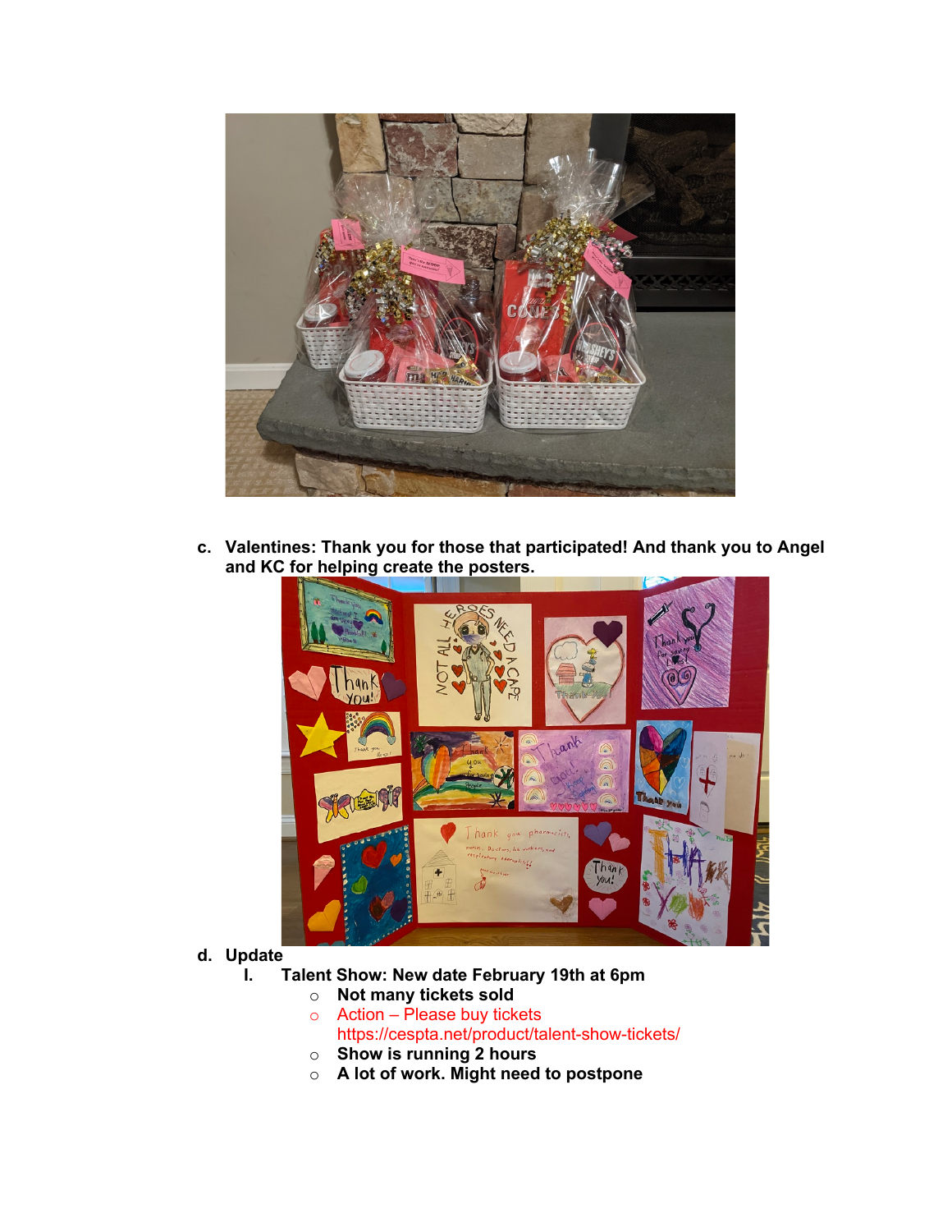c. **Valentines: Thank you for those that participated! And thank you to Angel and KC for helping create the posters.**

d. **Update**

   I. **Talent Show: New date February 19th at 6pm**
      - **Not many tickets sold**
      - Action – Please buy tickets https://cespta.net/product/talent-show-tickets/
      - **Show is running 2 hours**
      - **A lot of work. Might need to postpone**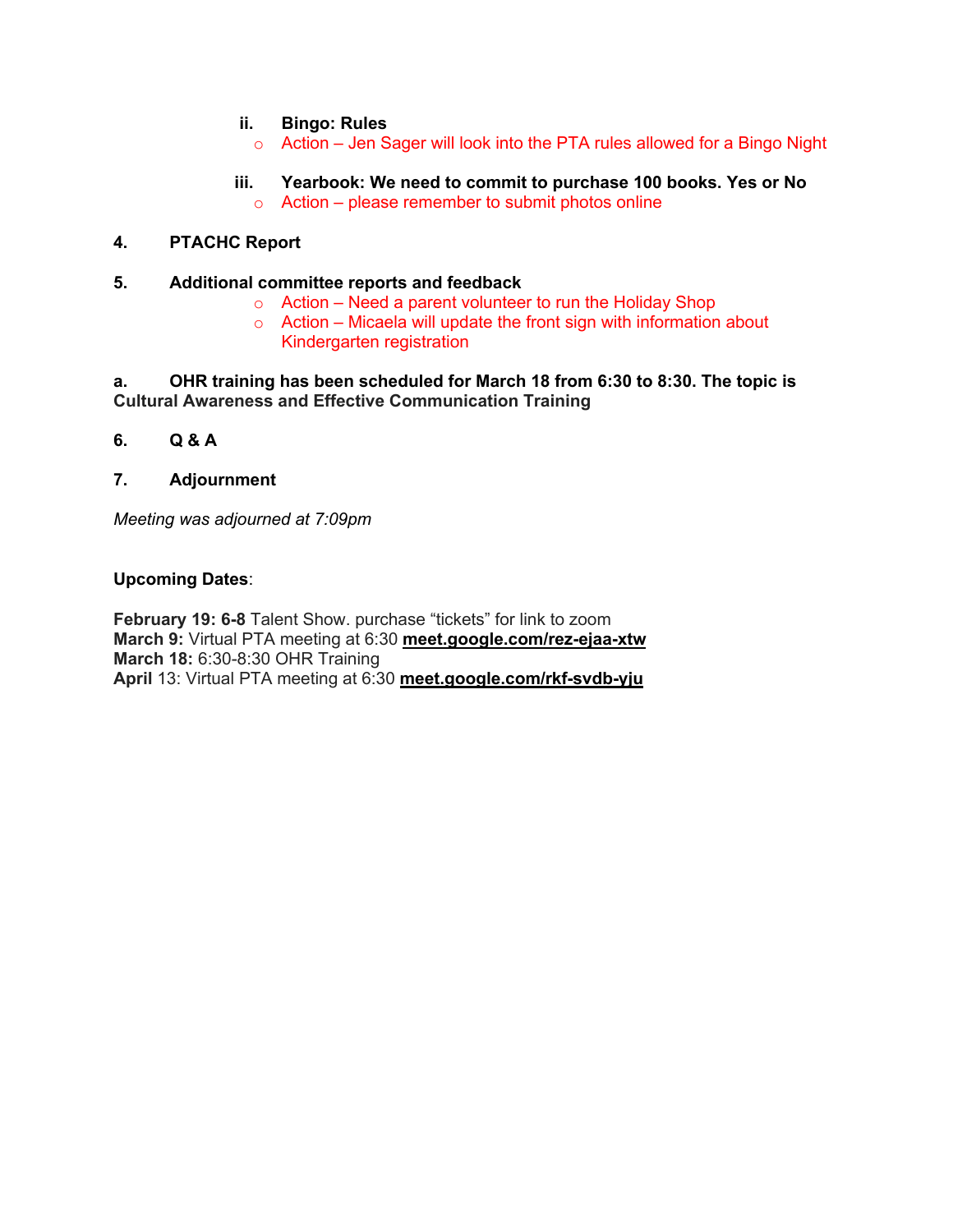ii. **Bingo: Rules**

- Action – Jen Sager will look into the PTA rules allowed for a Bingo Night

iii. **Yearbook: We need to commit to purchase 100 books. Yes or No**

- Action – please remember to submit photos online

**4. PTACHC Report**

**5. Additional committee reports and feedback**

- Action – Need a parent volunteer to run the Holiday Shop
- Action – Micaela will update the front sign with information about Kindergarten registration

**a. OHR training has been scheduled for March 18 from 6:30 to 8:30. The topic is Cultural Awareness and Effective Communication Training**

**6. Q & A**

**7. Adjournment**

*Meeting was adjourned at 7:09pm*

**Upcoming Dates**:

**February 19: 6-8** Talent Show. purchase "tickets" for link to zoom
**March 9:** Virtual PTA meeting at 6:30 **meet.google.com/rez-ejaa-xtw**
**March 18:** 6:30-8:30 OHR Training
**April** 13: Virtual PTA meeting at 6:30 **meet.google.com/rkf-svdb-yju**